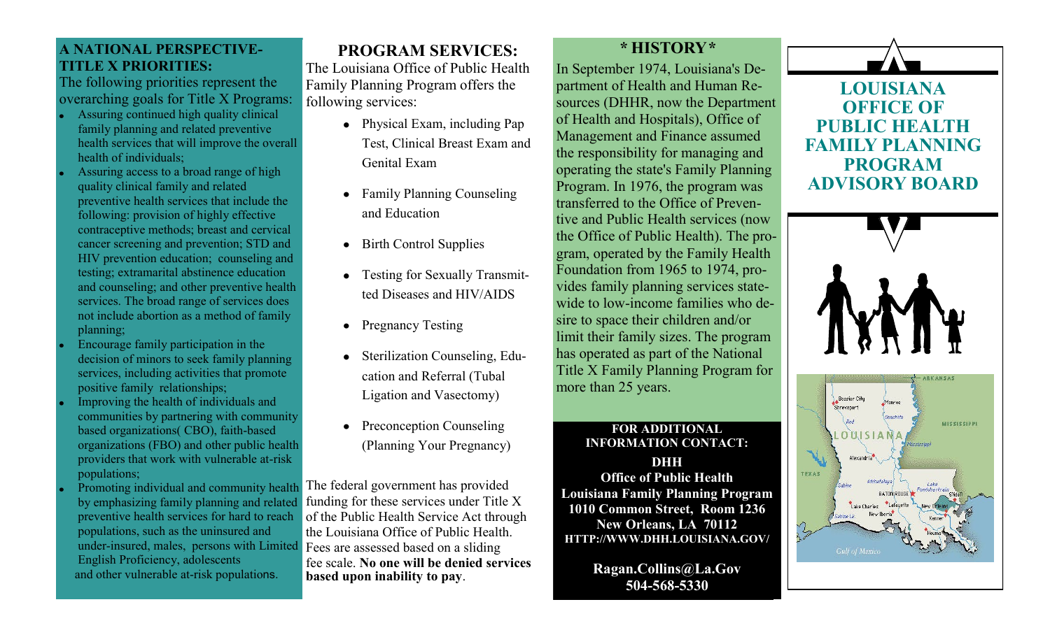## A NATIONAL PERSPECTIVE-TITLE X PRIORITIES:

The following priorities represent the overarching goals for Title X Programs:

- Assuring continued high quality clinical family planning and related preventive health services that will improve the overall health of individuals;
- Assuring access to a broad range of high quality clinical family and related preventive health services that include the following: provision of highly effective contraceptive methods; breast and cervical cancer screening and prevention; STD and HIV prevention education; counseling and testing; extramarital abstinence education and counseling; and other preventive health services. The broad range of services does not include abortion as a method of family planning;
- Encourage family participation in the decision of minors to seek family planning services, including activities that promote positive family relationships;
- Improving the health of individuals and communities by partnering with community based organizations( CBO), faith-based organizations (FBO) and other public health providers that work with vulnerable at-risk populations;
- Promoting individual and community health by emphasizing family planning and related preventive health services for hard to reach populations, such as the uninsured and under-insured, males, persons with Limited English Proficiency, adolescents and other vulnerable at-risk populations.

## PROGRAM SERVICES:

The Louisiana Office of Public Health Family Planning Program offers the following services:

- Physical Exam, including Pap Test, Clinical Breast Exam and Genital Exam
- Family Planning Counseling and Education
- Birth Control Supplies
- Testing for Sexually Transmitted Diseases and HIV/AIDS
- Pregnancy Testing
- Sterilization Counseling, Education and Referral (Tubal Ligation and Vasectomy)
- Preconception Counseling (Planning Your Pregnancy)

The federal government has provided funding for these services under Title X of the Public Health Service Act through the Louisiana Office of Public Health. Fees are assessed based on a sliding fee scale. **No one will be denied services based upon inability to pay**.

## * HISTORY *

In September 1974, Louisiana's Department of Health and Human Resources (DHHR, now the Department of Health and Hospitals), Office of Management and Finance assumed the responsibility for managing and operating the state's Family Planning Program. In 1976, the program was transferred to the Office of Preventive and Public Health services (now the Office of Public Health). The program, operated by the Family Health Foundation from 1965 to 1974, provides family planning services statewide to low-income families who desire to space their children and/or limit their family sizes. The program has operated as part of the National Title X Family Planning Program for more than 25 years.

**FOR ADDITIONAL INFORMATION CONTACT:**

**DHH**
**Office of Public Health**
**Louisiana Family Planning Program**
**1010 Common Street, Room 1236**
**New Orleans, LA 70112**
**HTTP://WWW.DHH.LOUISIANA.GOV/**

**Ragan.Collins@La.Gov**
**504-568-5330**

# LOUISIANA OFFICE OF PUBLIC HEALTH FAMILY PLANNING PROGRAM ADVISORY BOARD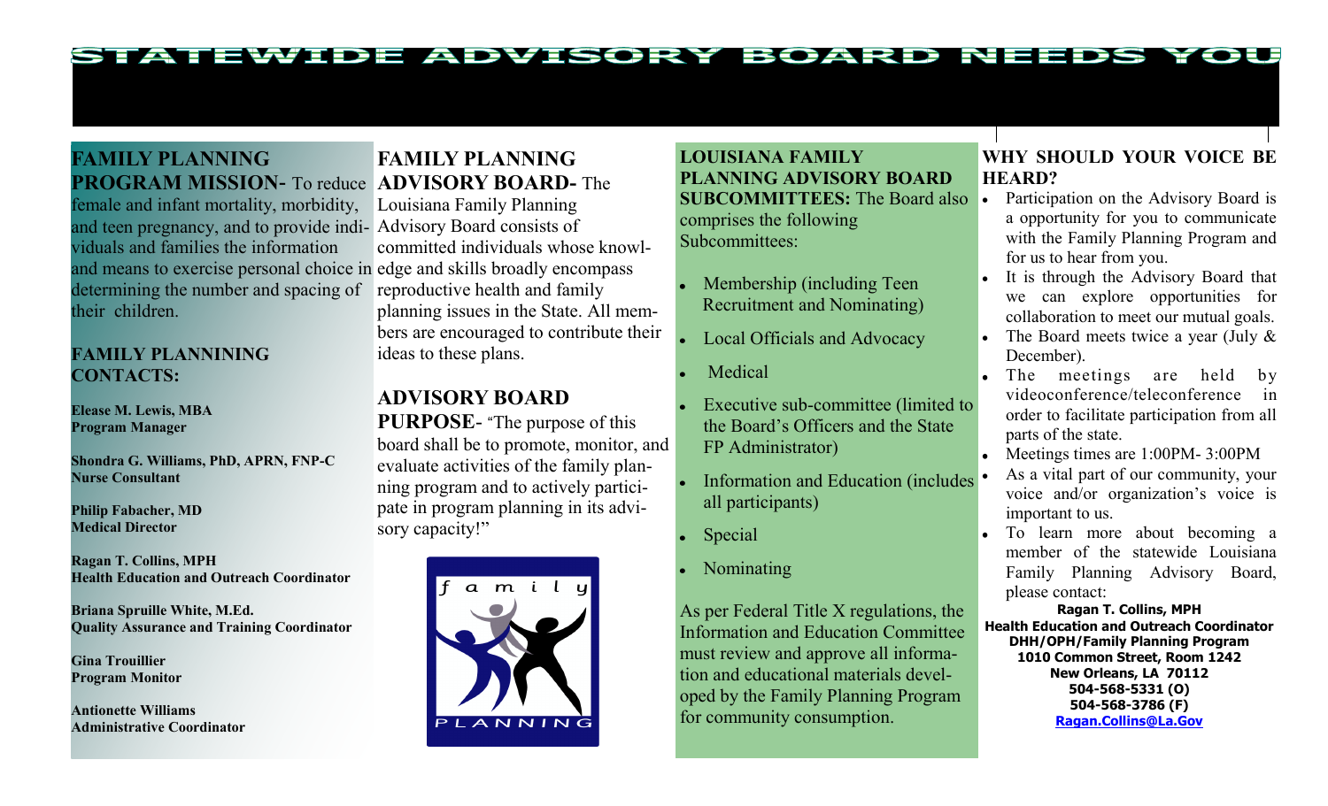# STATEWIDE ADVISORY BOARD NEEDS YOU

**FAMILY PLANNING PROGRAM MISSION-** To reduce female and infant mortality, morbidity, and teen pregnancy, and to provide individuals and families the information and means to exercise personal choice in determining the number and spacing of their children.

**FAMILY PLANNINING CONTACTS:**

**Elease M. Lewis, MBA**
**Program Manager**

**Shondra G. Williams, PhD, APRN, FNP-C**
**Nurse Consultant**

**Philip Fabacher, MD**
**Medical Director**

**Ragan T. Collins, MPH**
**Health Education and Outreach Coordinator**

**Briana Spruille White, M.Ed.**
**Quality Assurance and Training Coordinator**

**Gina Trouillier**
**Program Monitor**

**Antionette Williams**
**Administrative Coordinator**

**FAMILY PLANNING ADVISORY BOARD-** The Louisiana Family Planning Advisory Board consists of committed individuals whose knowledge and skills broadly encompass reproductive health and family planning issues in the State. All members are encouraged to contribute their ideas to these plans.

**ADVISORY BOARD PURPOSE**- "The purpose of this board shall be to promote, monitor, and evaluate activities of the family planning program and to actively participate in program planning in its advisory capacity!"

family PLANNING

**LOUISIANA FAMILY PLANNING ADVISORY BOARD SUBCOMMITTEES:** The Board also comprises the following Subcommittees:

- Membership (including Teen Recruitment and Nominating)
- Local Officials and Advocacy
- Medical
- Executive sub-committee (limited to the Board's Officers and the State FP Administrator)
- Information and Education (includes all participants)
- Special
- Nominating

As per Federal Title X regulations, the Information and Education Committee must review and approve all information and educational materials developed by the Family Planning Program for community consumption.

**WHY SHOULD YOUR VOICE BE HEARD?**

- Participation on the Advisory Board is a opportunity for you to communicate with the Family Planning Program and for us to hear from you.
- It is through the Advisory Board that we can explore opportunities for collaboration to meet our mutual goals.
- The Board meets twice a year (July & December).
- The meetings are held by videoconference/teleconference in order to facilitate participation from all parts of the state.
- Meetings times are 1:00PM- 3:00PM
- As a vital part of our community, your voice and/or organization's voice is important to us.
- To learn more about becoming a member of the statewide Louisiana Family Planning Advisory Board, please contact:

**Ragan T. Collins, MPH**
**Health Education and Outreach Coordinator**
**DHH/OPH/Family Planning Program**
**1010 Common Street, Room 1242**
**New Orleans, LA 70112**
**504-568-5331 (O)**
**504-568-3786 (F)**
**Ragan.Collins@La.Gov**